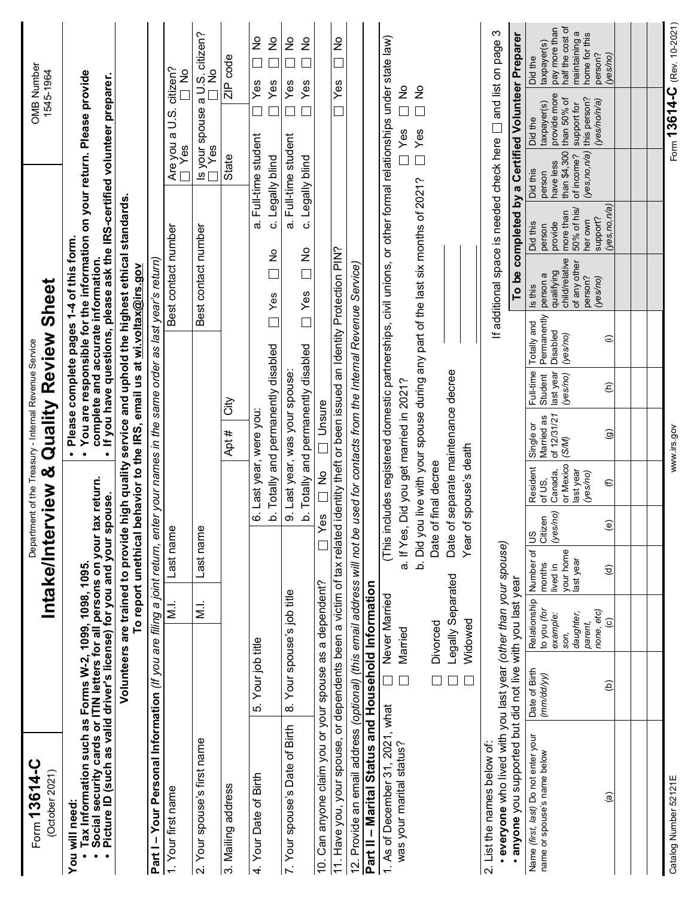Form **13614-C**
(October 2021)

Department of the Treasury - Internal Revenue Service

# Intake/Interview & Quality Review Sheet

OMB Number 1545-1964

**You will need:**
- **Tax Information such as Forms W-2, 1099, 1098, 1095.**
- **Social security cards or ITIN letters for all persons on your tax return.**
- **Picture ID (such as valid driver's license) for you and your spouse.**

- **Please complete pages 1-4 of this form.**
- **You are responsible for the information on your return. Please provide complete and accurate information.**
- **If you have questions, please ask the IRS-certified volunteer preparer.**

**Volunteers are trained to provide high quality service and uphold the highest ethical standards.**
**To report unethical behavior to the IRS, email us at wi.voltax@irs.gov**

## Part I – Your Personal Information *(If you are filing a joint return, enter your names in the same order as last year's return)*

| 1. Your first name | M.I. | Last name | Best contact number | Are you a U.S. citizen? ☐ Yes ☐ No |
|---|---|---|---|---|
| 2. Your spouse's first name | M.I. | Last name | Best contact number | Is your spouse a U.S. citizen? ☐ Yes ☐ No |
| 3. Mailing address | Apt # | City | State | ZIP code |

| 4. Your Date of Birth | 5. Your job title | 6. Last year, were you: a. Full-time student ☐ Yes ☐ No; b. Totally and permanently disabled ☐ Yes ☐ No; c. Legally blind ☐ Yes ☐ No |
|---|---|---|
| 7. Your spouse's Date of Birth | 8. Your spouse's job title | 9. Last year, was your spouse: a. Full-time student ☐ Yes ☐ No; b. Totally and permanently disabled ☐ Yes ☐ No; c. Legally blind ☐ Yes ☐ No |

10. Can anyone claim you or your spouse as a dependent? ☐ Yes ☐ No ☐ Unsure

11. Have you, your spouse, or dependents been a victim of tax related identity theft or been issued an Identity Protection PIN? ☐ Yes ☐ No

12. Provide an email address *(optional) (this email address will not be used for contacts from the Internal Revenue Service)*

## Part II – Marital Status and Household Information

1. As of December 31, 2021, what was your marital status? (This includes registered domestic partnerships, civil unions, or other formal relationships under state law)
   - ☐ Never Married
   - ☐ Married
     - a. If Yes, Did you get married in 2021? ☐ Yes ☐ No
     - b. Did you live with your spouse during any part of the last six months of 2021? ☐ Yes ☐ No
   - ☐ Divorced — Date of final decree ________
   - ☐ Legally Separated — Date of separate maintenance decree ________
   - ☐ Widowed — Year of spouse's death ________

2. List the names below of:
   - **everyone** who lived with you last year *(other than your spouse)*
   - **anyone** you supported but did not live with you last year

If additional space is needed check here ☐ and list on page 3

| Name *(first, last)* Do not enter your name or spouse's name below (a) | Date of Birth *(mm/dd/yy)* (b) | Relationship to you *(for example: son, daughter, parent, none, etc)* (c) | Number of months lived in your home last year (d) | US Citizen *(yes/no)* (e) | Resident of US, Canada, or Mexico last year *(yes/no)* (f) | Single or Married as of 12/31/21 *(S/M)* (g) | Full-time Student last year *(yes/no)* (h) | Totally and Permanently Disabled *(yes/no)* (i) | **To be completed by a Certified Volunteer Preparer** Is this person a qualifying child/relative of any other person? *(yes/no)* | Did this person provide more than 50% of his/ her own support? *(yes,no,n/a)* | Did this person have less than $4,300 of income? *(yes,no,n/a)* | Did the taxpayer(s) provide more than 50% of support for this person? *(yes/no/n/a)* | Did the taxpayer(s) pay more than half the cost of maintaining a home for this person? *(yes/no)* |
|---|---|---|---|---|---|---|---|---|---|---|---|---|---|
| | | | | | | | | | | | | | |
| | | | | | | | | | | | | | |
| | | | | | | | | | | | | | |
| | | | | | | | | | | | | | |

Catalog Number 52121E    www.irs.gov    Form **13614-C** (Rev. 10-2021)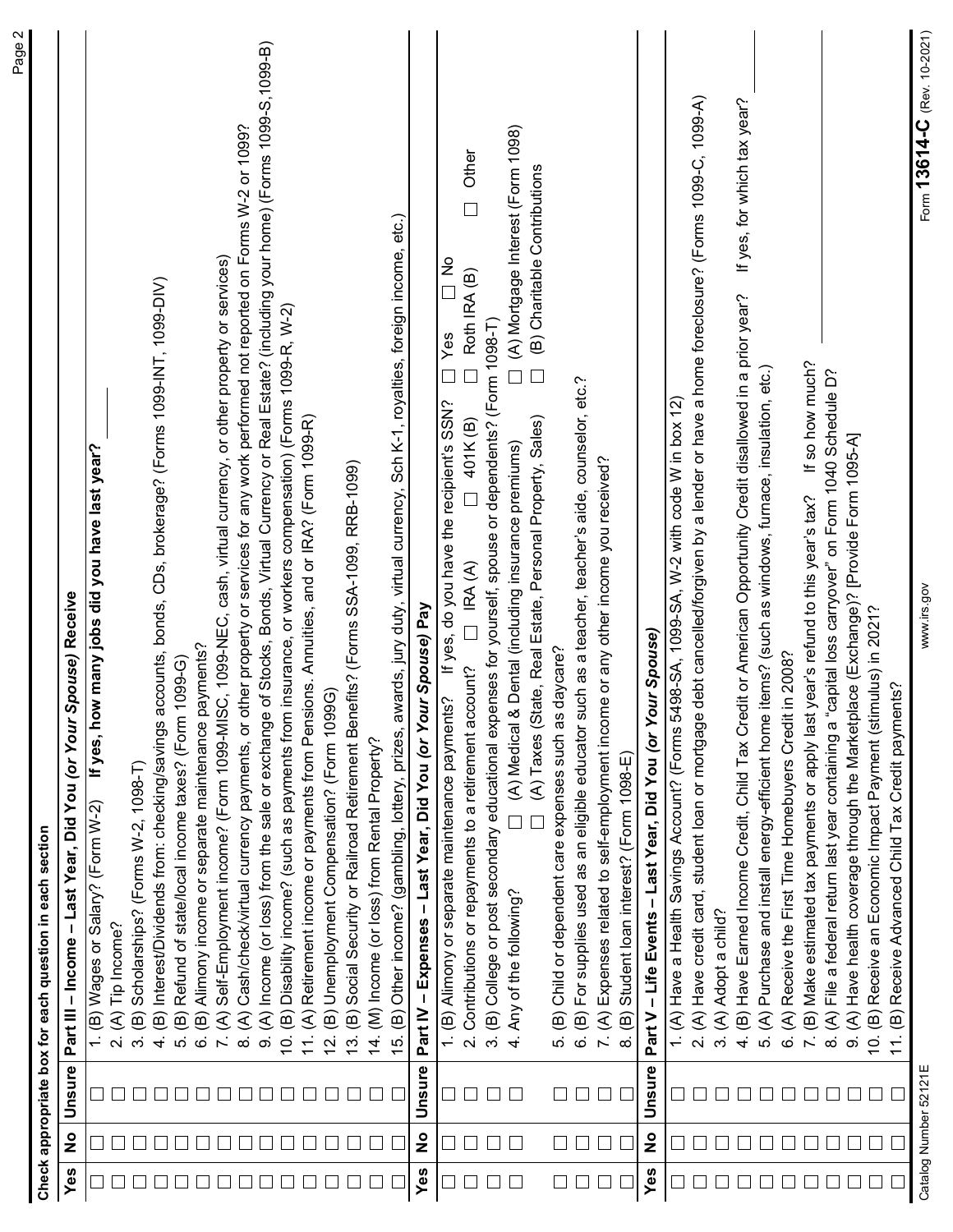**Check appropriate box for each question in each section**

| Yes | No | Unsure | Part III – Income – Last Year, Did You *(or Your Spouse)* Receive |
|---|---|---|---|
| ☐ | ☐ | ☐ | 1. (B) Wages or Salary? (Form W-2)  **If yes, how many jobs did you have last year?** ______ |
| ☐ | ☐ | ☐ | 2. (A) Tip Income? |
| ☐ | ☐ | ☐ | 3. (B) Scholarships? (Forms W-2, 1098-T) |
| ☐ | ☐ | ☐ | 4. (B) Interest/Dividends from: checking/savings accounts, bonds, CDs, brokerage? (Forms 1099-INT, 1099-DIV) |
| ☐ | ☐ | ☐ | 5. (B) Refund of state/local income taxes? (Form 1099-G) |
| ☐ | ☐ | ☐ | 6. (B) Alimony income or separate maintenance payments? |
| ☐ | ☐ | ☐ | 7. (A) Self-Employment income? (Form 1099-MISC, 1099-NEC, cash, virtual currency, or other property or services) |
| ☐ | ☐ | ☐ | 8. (A) Cash/check/virtual currency payments, or other property or services for any work performed not reported on Forms W-2 or 1099? |
| ☐ | ☐ | ☐ | 9. (A) Income (or loss) from the sale or exchange of Stocks, Bonds, Virtual Currency or Real Estate? (including your home) (Forms 1099-S, 1099-B) |
| ☐ | ☐ | ☐ | 10. (B) Disability income? (such as payments from insurance, or workers compensation) (Forms 1099-R, W-2) |
| ☐ | ☐ | ☐ | 11. (A) Retirement income or payments from Pensions, Annuities, and or IRA? (Form 1099-R) |
| ☐ | ☐ | ☐ | 12. (B) Unemployment Compensation? (Form 1099G) |
| ☐ | ☐ | ☐ | 13. (B) Social Security or Railroad Retirement Benefits? (Forms SSA-1099, RRB-1099) |
| ☐ | ☐ | ☐ | 14. (M) Income (or loss) from Rental Property? |
| ☐ | ☐ | ☐ | 15. (B) Other income? (gambling, lottery, prizes, awards, jury duty, virtual currency, Sch K-1, royalties, foreign income, etc.) |

| Yes | No | Unsure | Part IV – Expenses – Last Year, Did You *(or Your Spouse)* Pay |
|---|---|---|---|
| ☐ | ☐ | ☐ | 1. (B) Alimony or separate maintenance payments?  If yes, do you have the recipient's SSN?  ☐ Yes  ☐ No |
| ☐ | ☐ | ☐ | 2. Contributions or repayments to a retirement account?  ☐ IRA (A)  ☐ 401K (B)  ☐ Roth IRA (B)  ☐ Other |
| ☐ | ☐ | ☐ | 3. (B) College or post secondary educational expenses for yourself, spouse or dependents? (Form 1098-T) |
| ☐ | ☐ | ☐ | 4. Any of the following?  ☐ (A) Medical & Dental (including insurance premiums)  ☐ (A) Mortgage Interest (Form 1098) |
| ☐ | ☐ | ☐ | ☐ (A) Taxes (State, Real Estate, Personal Property, Sales)  ☐ (B) Charitable Contributions |
| ☐ | ☐ | ☐ | 5. (B) Child or dependent care expenses such as daycare? |
| ☐ | ☐ | ☐ | 6. (B) For supplies used as an eligible educator such as a teacher, teacher's aide, counselor, etc.? |
| ☐ | ☐ | ☐ | 7. (A) Expenses related to self-employment income or any other income you received? |
| ☐ | ☐ | ☐ | 8. (B) Student loan interest? (Form 1098-E) |

| Yes | No | Unsure | Part V – Life Events – Last Year, Did You *(or Your Spouse)* |
|---|---|---|---|
| ☐ | ☐ | ☐ | 1. (A) Have a Health Savings Account? (Forms 5498-SA, 1099-SA, W-2 with code W in box 12) |
| ☐ | ☐ | ☐ | 2. (A) Have credit card, student loan or mortgage debt cancelled/forgiven by a lender or have a home foreclosure? (Forms 1099-C, 1099-A) |
| ☐ | ☐ | ☐ | 3. (A) Adopt a child? |
| ☐ | ☐ | ☐ | 4. (B) Have Earned Income Credit, Child Tax Credit or American Opportunity Credit disallowed in a prior year?  If yes, for which tax year? ______ |
| ☐ | ☐ | ☐ | 5. (A) Purchase and install energy-efficient home items? (such as windows, furnace, insulation, etc.) |
| ☐ | ☐ | ☐ | 6. (A) Receive the First Time Homebuyers Credit in 2008? |
| ☐ | ☐ | ☐ | 7. (B) Make estimated tax payments or apply last year's refund to this year's tax?  If so how much? ______ |
| ☐ | ☐ | ☐ | 8. (A) File a federal return last year containing a "capital loss carryover" on Form 1040 Schedule D? |
| ☐ | ☐ | ☐ | 9. (A) Have health coverage through the Marketplace (Exchange)? [Provide Form 1095-A] |
| ☐ | ☐ | ☐ | 10. (B) Receive an Economic Impact Payment (stimulus) in 2021? |
| ☐ | ☐ | ☐ | 11. (B) Receive Advanced Child Tax Credit payments? |

Catalog Number 52121E  www.irs.gov  Form **13614-C** (Rev. 10-2021)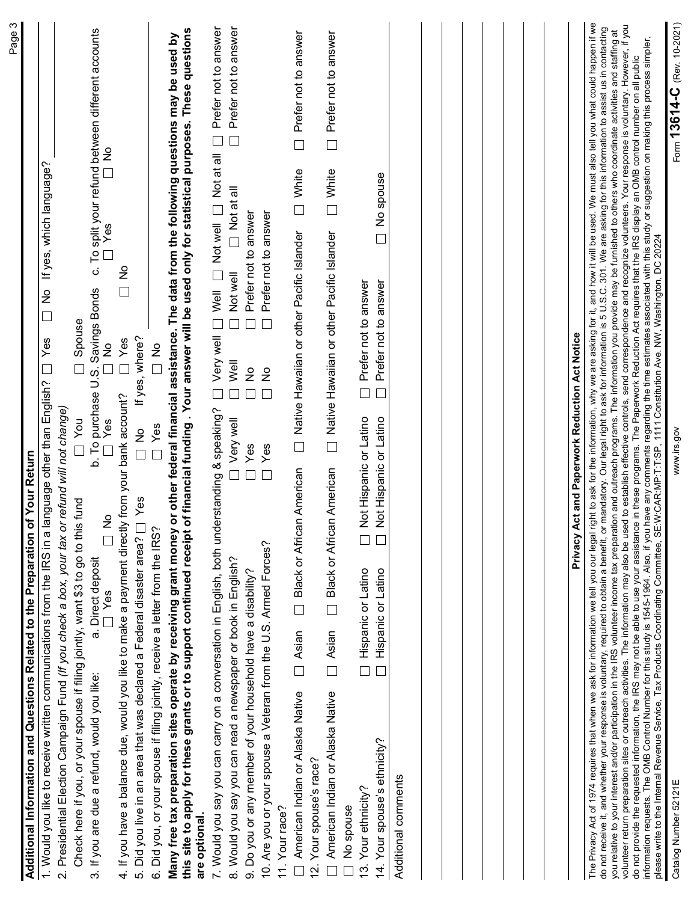## Additional Information and Questions Related to the Preparation of Your Return

1. Would you like to receive written communications from the IRS in a language other than English? ☐ Yes ☐ No If yes, which language? ____________

2. Presidential Election Campaign Fund *(If you check a box, your tax or refund will not change)*

   Check here if you, or your spouse if filing jointly, want $3 to go to this fund ☐ You ☐ Spouse

3. If you are due a refund, would you like:
   - a. Direct deposit ☐ Yes ☐ No
   - b. To purchase U.S. Savings Bonds ☐ Yes ☐ No
   - c. To split your refund between different accounts ☐ Yes ☐ No

4. If you have a balance due, would you like to make a payment directly from your bank account? ☐ Yes ☐ No

5. Did you live in an area that was declared a Federal disaster area? ☐ Yes ☐ No If yes, where? ____________

6. Did you, or your spouse if filing jointly, receive a letter from the IRS? ☐ Yes ☐ No

**Many free tax preparation sites operate by receiving grant money or other federal financial assistance. The data from the following questions may be used by this site to apply for these grants or to support continued receipt of financial funding . Your answer will be used only for statistical purposes. These questions are optional.**

7. Would you say you can carry on a conversation in English, both understanding & speaking? ☐ Very well ☐ Well ☐ Not well ☐ Not at all ☐ Prefer not to answer

8. Would you say you can read a newspaper or book in English? ☐ Very well ☐ Well ☐ Not well ☐ Not at all ☐ Prefer not to answer

9. Do you or any member of your household have a disability? ☐ Yes ☐ No ☐ Prefer not to answer

10. Are you or your spouse a Veteran from the U.S. Armed Forces? ☐ Yes ☐ No ☐ Prefer not to answer

11. Your race?

    ☐ American Indian or Alaska Native ☐ Asian ☐ Black or African American ☐ Native Hawaiian or other Pacific Islander ☐ White ☐ Prefer not to answer

12. Your spouse's race?

    ☐ American Indian or Alaska Native ☐ Asian ☐ Black or African American ☐ Native Hawaiian or other Pacific Islander ☐ White ☐ Prefer not to answer

    ☐ No spouse

13. Your ethnicity? ☐ Hispanic or Latino ☐ Not Hispanic or Latino ☐ Prefer not to answer

14. Your spouse's ethnicity? ☐ Hispanic or Latino ☐ Not Hispanic or Latino ☐ Prefer not to answer ☐ No spouse

Additional comments

## Privacy Act and Paperwork Reduction Act Notice

The Privacy Act of 1974 requires that when we ask for information we tell you our legal right to ask for the information, why we are asking for it, and how it will be used. We must also tell you what could happen if we do not receive it, and whether your response is voluntary, required to obtain a benefit, or mandatory. Our legal right to ask for information is 5 U.S.C. 301. We are asking for this information to assist us in contacting you relative to your interest and/or participation in the IRS volunteer income tax preparation and outreach programs. The information you provide may be furnished to others who coordinate activities and staffing at volunteer return preparation sites or outreach activities. The information may also be used to establish effective controls, send correspondence and recognize volunteers. Your response is voluntary. However, if you do not provide the requested information, the IRS may not be able to use your assistance in these programs. The Paperwork Reduction Act requires that the IRS display an OMB control number on all public information requests. The OMB Control Number for this study is 1545-1964. Also, if you have any comments regarding the time estimates associated with this study or suggestion on making this process simpler, please write to the Internal Revenue Service, Tax Products Coordinating Committee, SE:W:CAR:MP:T:T:SP, 1111 Constitution Ave. NW, Washington, DC 20224

Catalog Number 52121E www.irs.gov Form **13614-C** (Rev. 10-2021)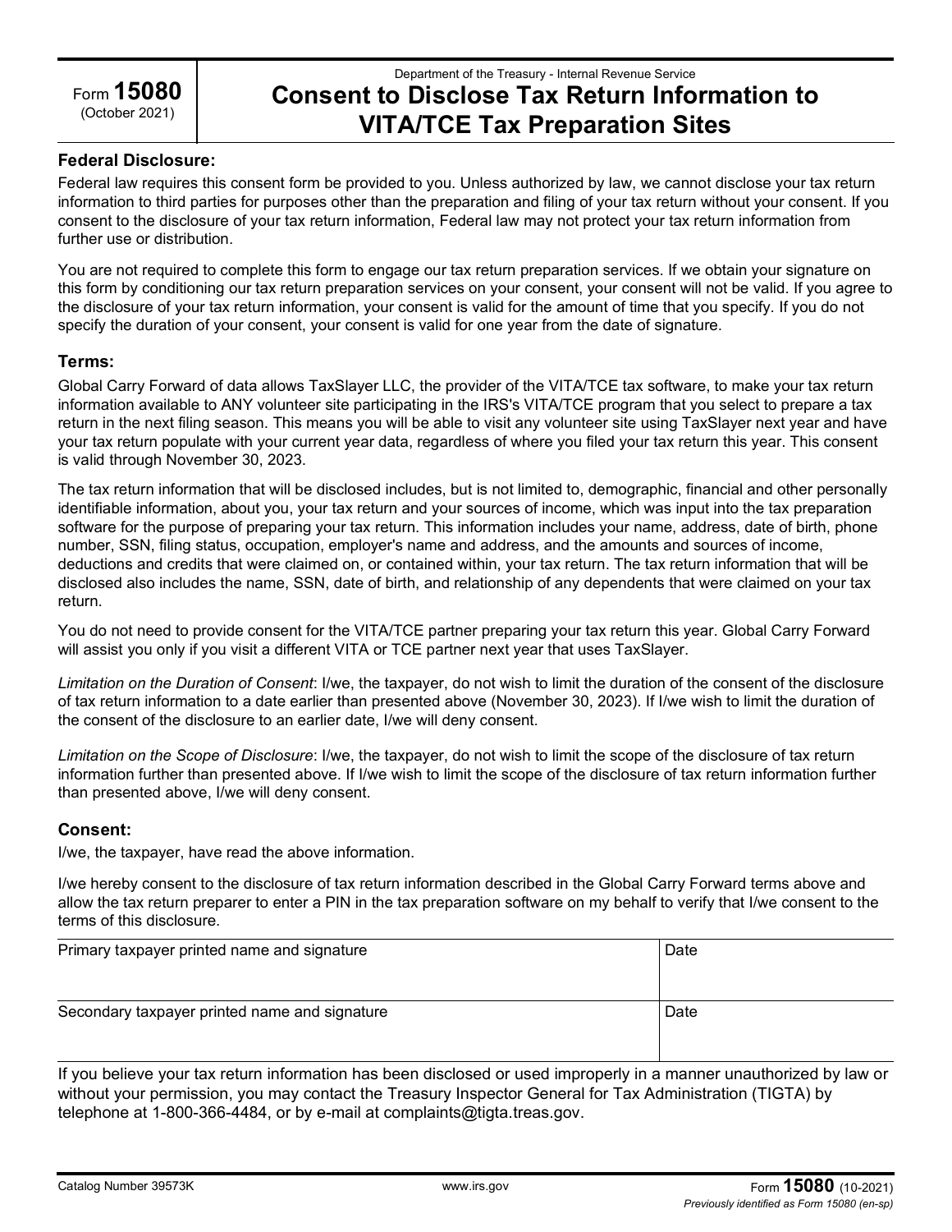Form **15080**
(October 2021)

Department of the Treasury - Internal Revenue Service

# Consent to Disclose Tax Return Information to VITA/TCE Tax Preparation Sites

### Federal Disclosure:

Federal law requires this consent form be provided to you. Unless authorized by law, we cannot disclose your tax return information to third parties for purposes other than the preparation and filing of your tax return without your consent. If you consent to the disclosure of your tax return information, Federal law may not protect your tax return information from further use or distribution.

You are not required to complete this form to engage our tax return preparation services. If we obtain your signature on this form by conditioning our tax return preparation services on your consent, your consent will not be valid. If you agree to the disclosure of your tax return information, your consent is valid for the amount of time that you specify. If you do not specify the duration of your consent, your consent is valid for one year from the date of signature.

### Terms:

Global Carry Forward of data allows TaxSlayer LLC, the provider of the VITA/TCE tax software, to make your tax return information available to ANY volunteer site participating in the IRS's VITA/TCE program that you select to prepare a tax return in the next filing season. This means you will be able to visit any volunteer site using TaxSlayer next year and have your tax return populate with your current year data, regardless of where you filed your tax return this year. This consent is valid through November 30, 2023.

The tax return information that will be disclosed includes, but is not limited to, demographic, financial and other personally identifiable information, about you, your tax return and your sources of income, which was input into the tax preparation software for the purpose of preparing your tax return. This information includes your name, address, date of birth, phone number, SSN, filing status, occupation, employer's name and address, and the amounts and sources of income, deductions and credits that were claimed on, or contained within, your tax return. The tax return information that will be disclosed also includes the name, SSN, date of birth, and relationship of any dependents that were claimed on your tax return.

You do not need to provide consent for the VITA/TCE partner preparing your tax return this year. Global Carry Forward will assist you only if you visit a different VITA or TCE partner next year that uses TaxSlayer.

*Limitation on the Duration of Consent*: I/we, the taxpayer, do not wish to limit the duration of the consent of the disclosure of tax return information to a date earlier than presented above (November 30, 2023). If I/we wish to limit the duration of the consent of the disclosure to an earlier date, I/we will deny consent.

*Limitation on the Scope of Disclosure*: I/we, the taxpayer, do not wish to limit the scope of the disclosure of tax return information further than presented above. If I/we wish to limit the scope of the disclosure of tax return information further than presented above, I/we will deny consent.

### Consent:

I/we, the taxpayer, have read the above information.

I/we hereby consent to the disclosure of tax return information described in the Global Carry Forward terms above and allow the tax return preparer to enter a PIN in the tax preparation software on my behalf to verify that I/we consent to the terms of this disclosure.

| Primary taxpayer printed name and signature | Date |
|---|---|
| | |
| Secondary taxpayer printed name and signature | Date |
| | |

If you believe your tax return information has been disclosed or used improperly in a manner unauthorized by law or without your permission, you may contact the Treasury Inspector General for Tax Administration (TIGTA) by telephone at 1-800-366-4484, or by e-mail at complaints@tigta.treas.gov.

Catalog Number 39573K www.irs.gov Form **15080** (10-2021)

*Previously identified as Form 15080 (en-sp)*